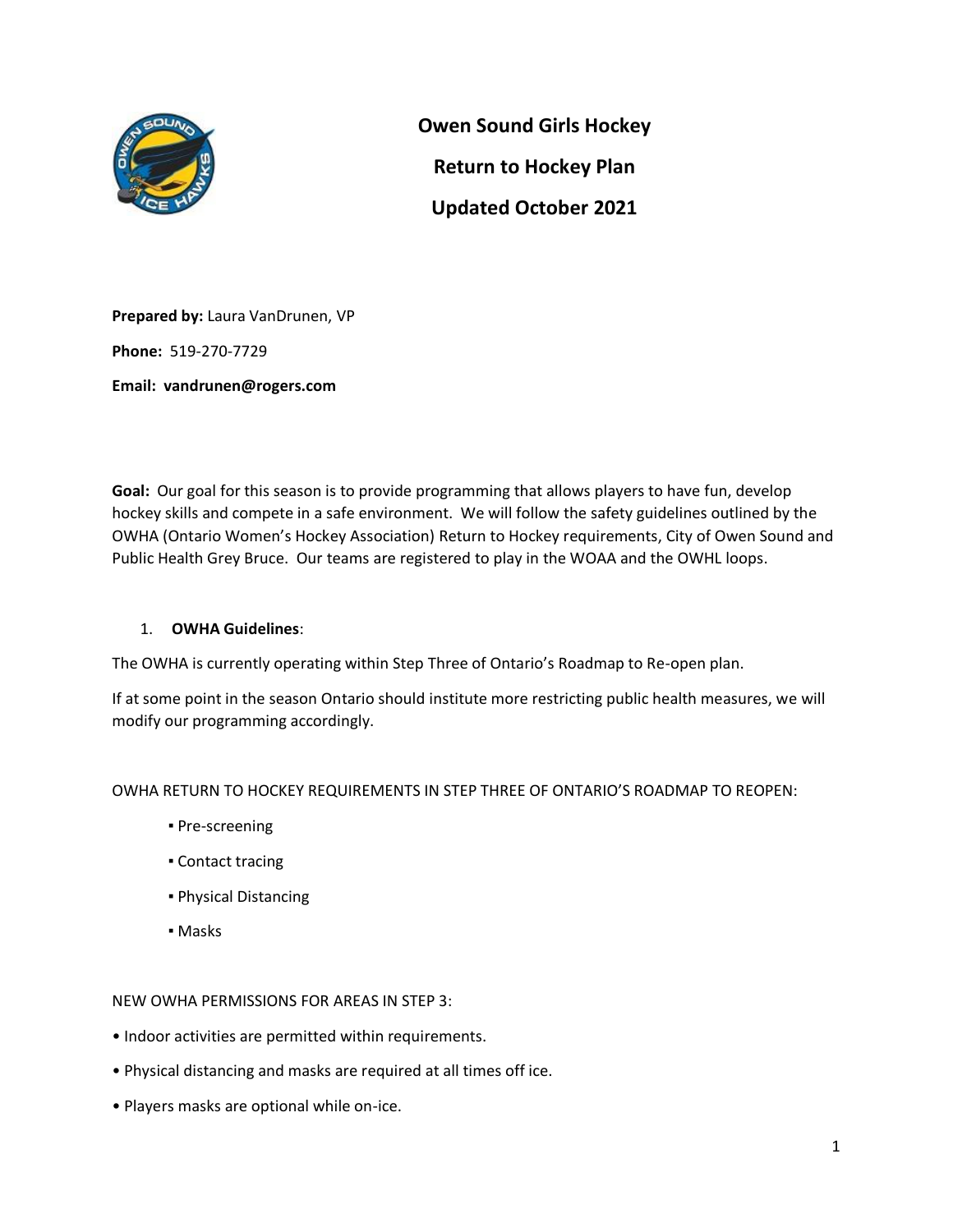# Owen Sound Girls Hockey

## Return to Hockey Plan

## Updated October 2021

**Prepared by:** Laura VanDrunen, VP

**Phone:** 519-270-7729

**Email: vandrunen@rogers.com**

**Goal:** Our goal for this season is to provide programming that allows players to have fun, develop hockey skills and compete in a safe environment. We will follow the safety guidelines outlined by the OWHA (Ontario Women's Hockey Association) Return to Hockey requirements, City of Owen Sound and Public Health Grey Bruce. Our teams are registered to play in the WOAA and the OWHL loops.

1. **OWHA Guidelines**:

The OWHA is currently operating within Step Three of Ontario's Roadmap to Re-open plan.

If at some point in the season Ontario should institute more restricting public health measures, we will modify our programming accordingly.

OWHA RETURN TO HOCKEY REQUIREMENTS IN STEP THREE OF ONTARIO'S ROADMAP TO REOPEN:

- Pre-screening
- Contact tracing
- Physical Distancing
- Masks

NEW OWHA PERMISSIONS FOR AREAS IN STEP 3:

- Indoor activities are permitted within requirements.
- Physical distancing and masks are required at all times off ice.
- Players masks are optional while on-ice.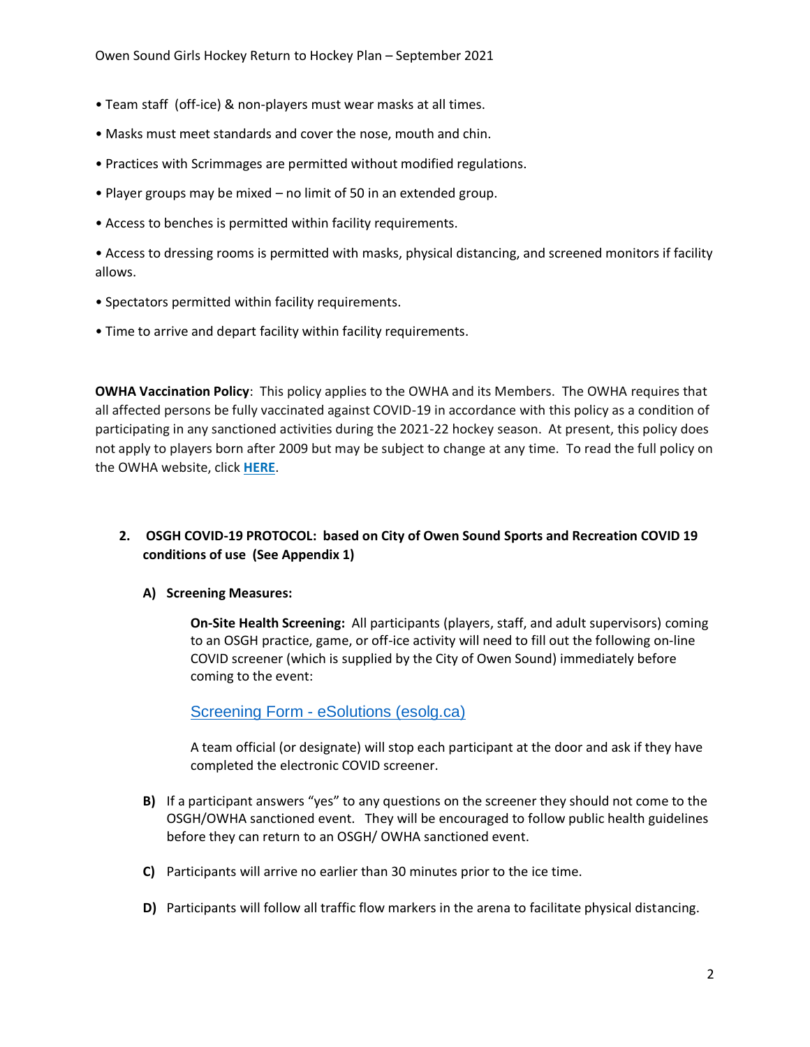- Team staff  (off-ice) & non-players must wear masks at all times.
- Masks must meet standards and cover the nose, mouth and chin.
- Practices with Scrimmages are permitted without modified regulations.
- Player groups may be mixed – no limit of 50 in an extended group.
- Access to benches is permitted within facility requirements.
- Access to dressing rooms is permitted with masks, physical distancing, and screened monitors if facility allows.
- Spectators permitted within facility requirements.
- Time to arrive and depart facility within facility requirements.

**OWHA Vaccination Policy**:  This policy applies to the OWHA and its Members.  The OWHA requires that all affected persons be fully vaccinated against COVID-19 in accordance with this policy as a condition of participating in any sanctioned activities during the 2021-22 hockey season.  At present, this policy does not apply to players born after 2009 but may be subject to change at any time.  To read the full policy on the OWHA website, click **HERE**.

2. **OSGH COVID-19 PROTOCOL:  based on City of Owen Sound Sports and Recreation COVID 19 conditions of use  (See Appendix 1)**

   **A) Screening Measures:**

   **On-Site Health Screening:**  All participants (players, staff, and adult supervisors) coming to an OSGH practice, game, or off-ice activity will need to fill out the following on-line COVID screener (which is supplied by the City of Owen Sound) immediately before coming to the event:

   Screening Form - eSolutions (esolg.ca)

   A team official (or designate) will stop each participant at the door and ask if they have completed the electronic COVID screener.

   **B)** If a participant answers "yes" to any questions on the screener they should not come to the OSGH/OWHA sanctioned event.   They will be encouraged to follow public health guidelines before they can return to an OSGH/ OWHA sanctioned event.

   **C)** Participants will arrive no earlier than 30 minutes prior to the ice time.

   **D)** Participants will follow all traffic flow markers in the arena to facilitate physical distancing.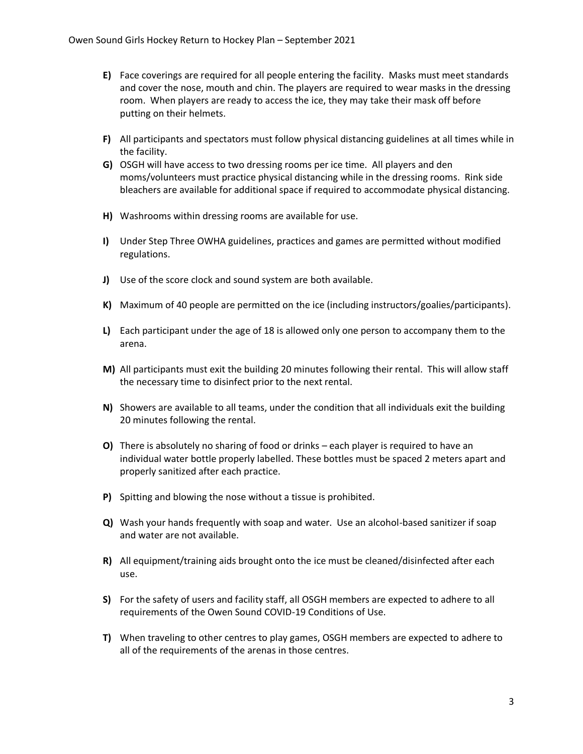**E)** Face coverings are required for all people entering the facility. Masks must meet standards and cover the nose, mouth and chin. The players are required to wear masks in the dressing room. When players are ready to access the ice, they may take their mask off before putting on their helmets.

**F)** All participants and spectators must follow physical distancing guidelines at all times while in the facility.

**G)** OSGH will have access to two dressing rooms per ice time. All players and den moms/volunteers must practice physical distancing while in the dressing rooms. Rink side bleachers are available for additional space if required to accommodate physical distancing.

**H)** Washrooms within dressing rooms are available for use.

**I)** Under Step Three OWHA guidelines, practices and games are permitted without modified regulations.

**J)** Use of the score clock and sound system are both available.

**K)** Maximum of 40 people are permitted on the ice (including instructors/goalies/participants).

**L)** Each participant under the age of 18 is allowed only one person to accompany them to the arena.

**M)** All participants must exit the building 20 minutes following their rental. This will allow staff the necessary time to disinfect prior to the next rental.

**N)** Showers are available to all teams, under the condition that all individuals exit the building 20 minutes following the rental.

**O)** There is absolutely no sharing of food or drinks – each player is required to have an individual water bottle properly labelled. These bottles must be spaced 2 meters apart and properly sanitized after each practice.

**P)** Spitting and blowing the nose without a tissue is prohibited.

**Q)** Wash your hands frequently with soap and water. Use an alcohol-based sanitizer if soap and water are not available.

**R)** All equipment/training aids brought onto the ice must be cleaned/disinfected after each use.

**S)** For the safety of users and facility staff, all OSGH members are expected to adhere to all requirements of the Owen Sound COVID-19 Conditions of Use.

**T)** When traveling to other centres to play games, OSGH members are expected to adhere to all of the requirements of the arenas in those centres.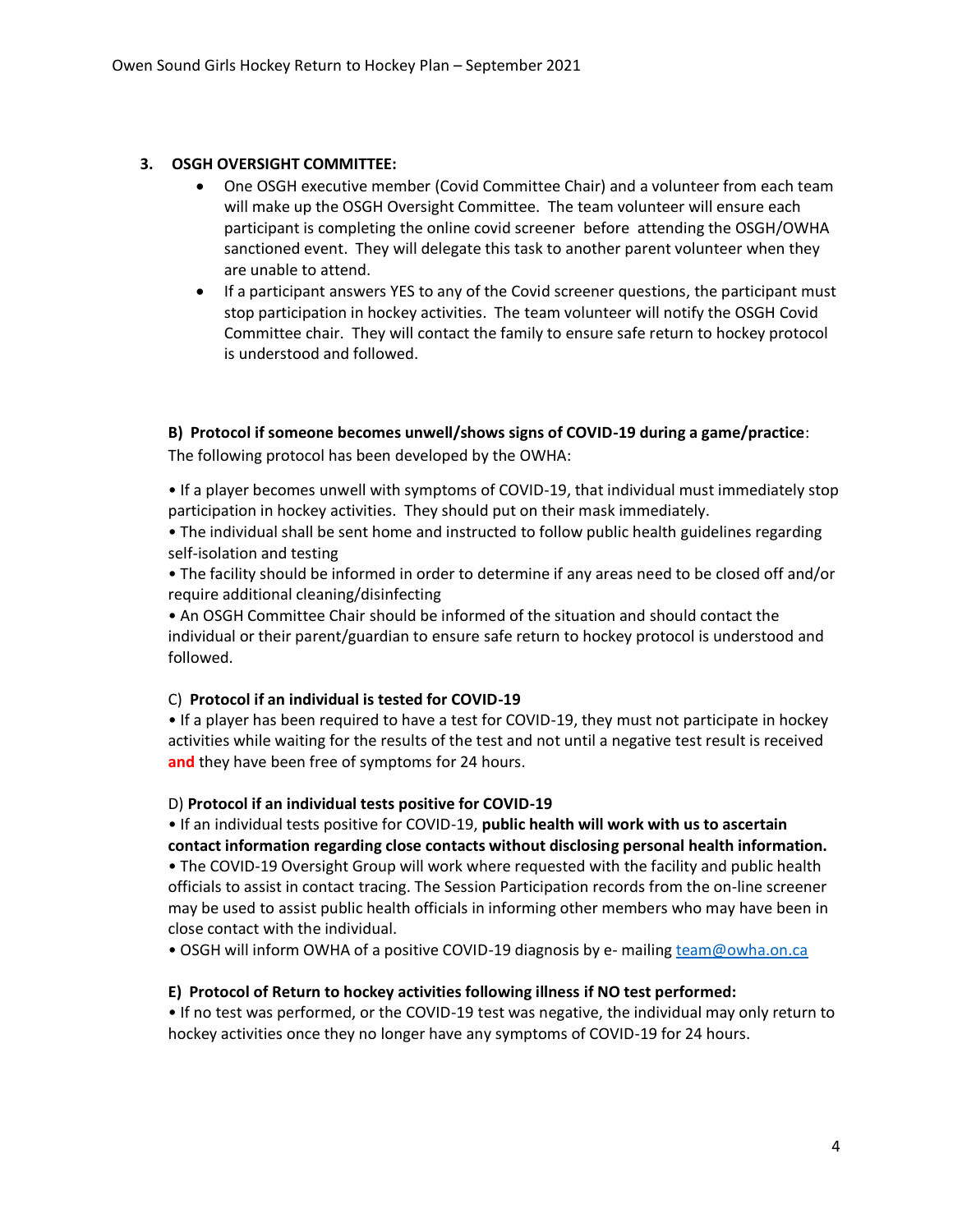## 3. OSGH OVERSIGHT COMMITTEE:

- One OSGH executive member (Covid Committee Chair) and a volunteer from each team will make up the OSGH Oversight Committee. The team volunteer will ensure each participant is completing the online covid screener before attending the OSGH/OWHA sanctioned event. They will delegate this task to another parent volunteer when they are unable to attend.
- If a participant answers YES to any of the Covid screener questions, the participant must stop participation in hockey activities. The team volunteer will notify the OSGH Covid Committee chair. They will contact the family to ensure safe return to hockey protocol is understood and followed.

### B) Protocol if someone becomes unwell/shows signs of COVID-19 during a game/practice:

The following protocol has been developed by the OWHA:

• If a player becomes unwell with symptoms of COVID-19, that individual must immediately stop participation in hockey activities. They should put on their mask immediately.

• The individual shall be sent home and instructed to follow public health guidelines regarding self-isolation and testing

• The facility should be informed in order to determine if any areas need to be closed off and/or require additional cleaning/disinfecting

• An OSGH Committee Chair should be informed of the situation and should contact the individual or their parent/guardian to ensure safe return to hockey protocol is understood and followed.

### C) Protocol if an individual is tested for COVID-19

• If a player has been required to have a test for COVID-19, they must not participate in hockey activities while waiting for the results of the test and not until a negative test result is received **and** they have been free of symptoms for 24 hours.

### D) Protocol if an individual tests positive for COVID-19

• If an individual tests positive for COVID-19, **public health will work with us to ascertain contact information regarding close contacts without disclosing personal health information.**

• The COVID-19 Oversight Group will work where requested with the facility and public health officials to assist in contact tracing. The Session Participation records from the on-line screener may be used to assist public health officials in informing other members who may have been in close contact with the individual.

• OSGH will inform OWHA of a positive COVID-19 diagnosis by e- mailing team@owha.on.ca

### E) Protocol of Return to hockey activities following illness if NO test performed:

• If no test was performed, or the COVID-19 test was negative, the individual may only return to hockey activities once they no longer have any symptoms of COVID-19 for 24 hours.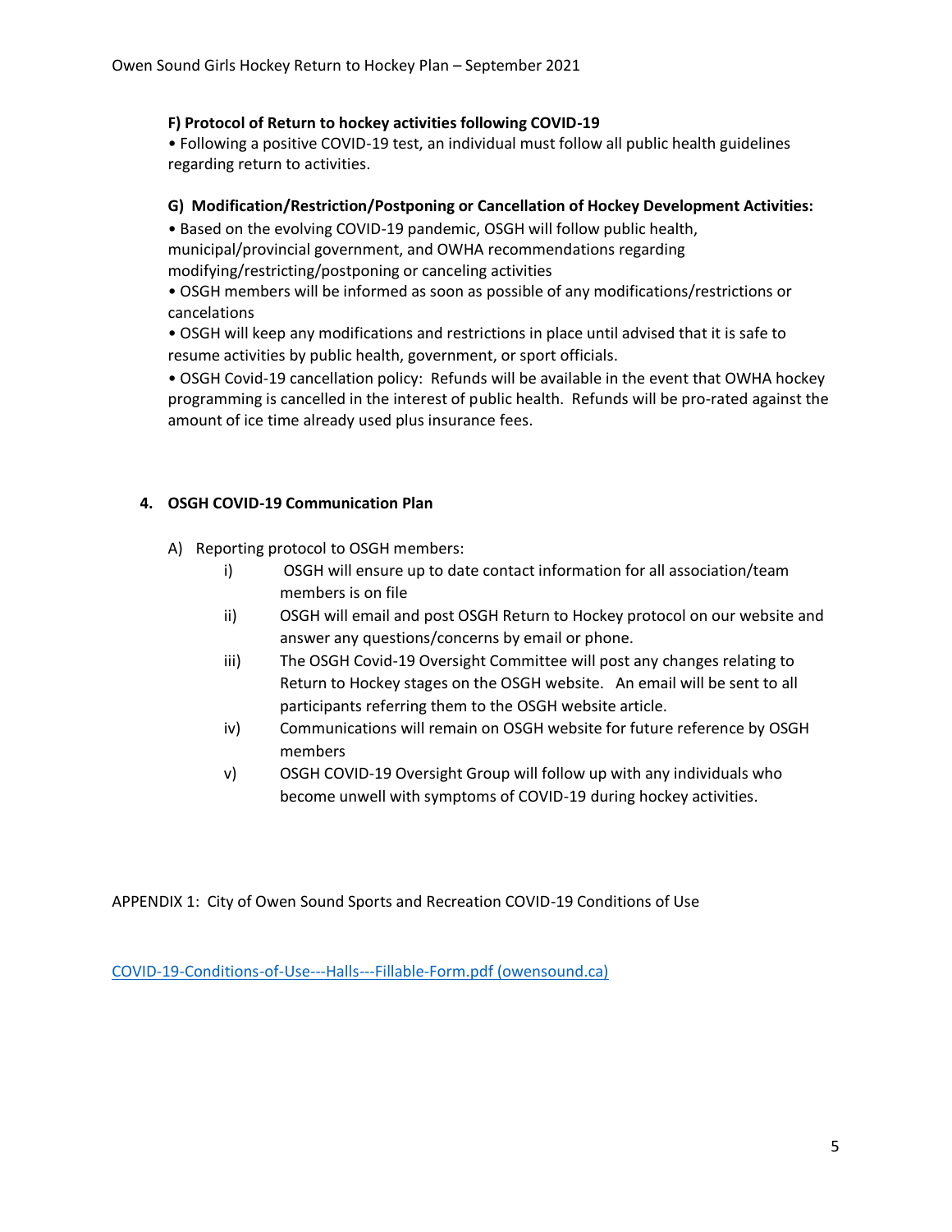**F) Protocol of Return to hockey activities following COVID-19**

• Following a positive COVID-19 test, an individual must follow all public health guidelines regarding return to activities.

**G) Modification/Restriction/Postponing or Cancellation of Hockey Development Activities:**

• Based on the evolving COVID-19 pandemic, OSGH will follow public health, municipal/provincial government, and OWHA recommendations regarding modifying/restricting/postponing or canceling activities

• OSGH members will be informed as soon as possible of any modifications/restrictions or cancelations

• OSGH will keep any modifications and restrictions in place until advised that it is safe to resume activities by public health, government, or sport officials.

• OSGH Covid-19 cancellation policy: Refunds will be available in the event that OWHA hockey programming is cancelled in the interest of public health. Refunds will be pro-rated against the amount of ice time already used plus insurance fees.

## 4. OSGH COVID-19 Communication Plan

A) Reporting protocol to OSGH members:

i) OSGH will ensure up to date contact information for all association/team members is on file

ii) OSGH will email and post OSGH Return to Hockey protocol on our website and answer any questions/concerns by email or phone.

iii) The OSGH Covid-19 Oversight Committee will post any changes relating to Return to Hockey stages on the OSGH website. An email will be sent to all participants referring them to the OSGH website article.

iv) Communications will remain on OSGH website for future reference by OSGH members

v) OSGH COVID-19 Oversight Group will follow up with any individuals who become unwell with symptoms of COVID-19 during hockey activities.

APPENDIX 1: City of Owen Sound Sports and Recreation COVID-19 Conditions of Use

COVID-19-Conditions-of-Use---Halls---Fillable-Form.pdf (owensound.ca)